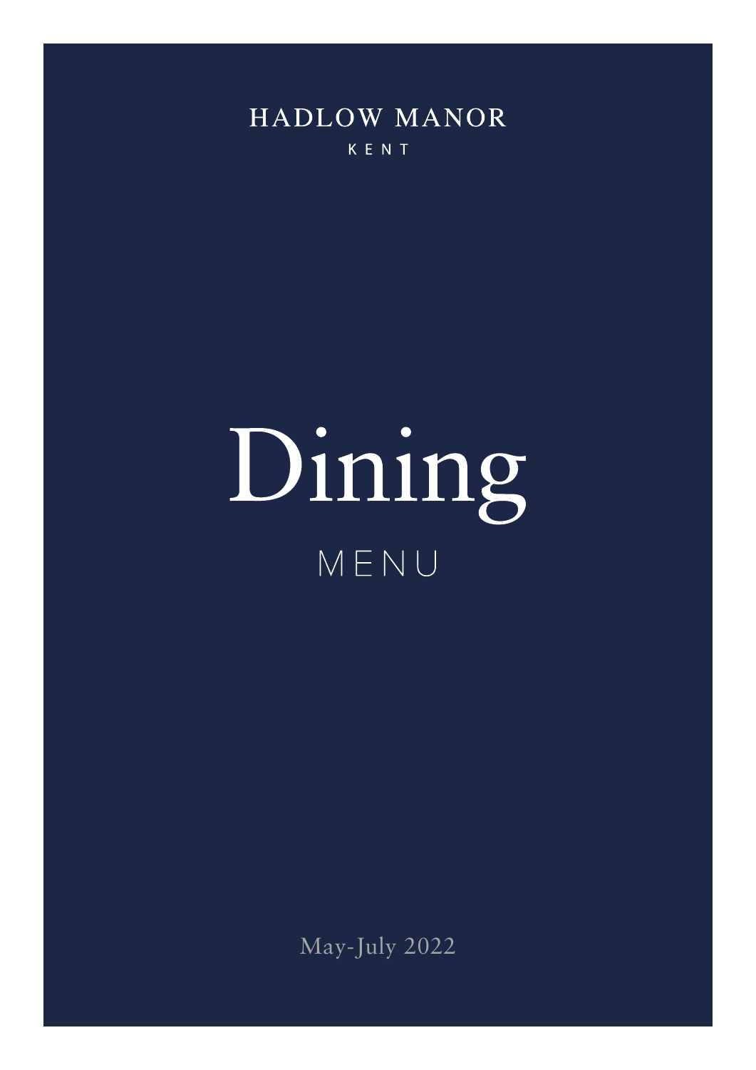HADLOW MANOR

KENT

# Dining

MENU

May-July 2022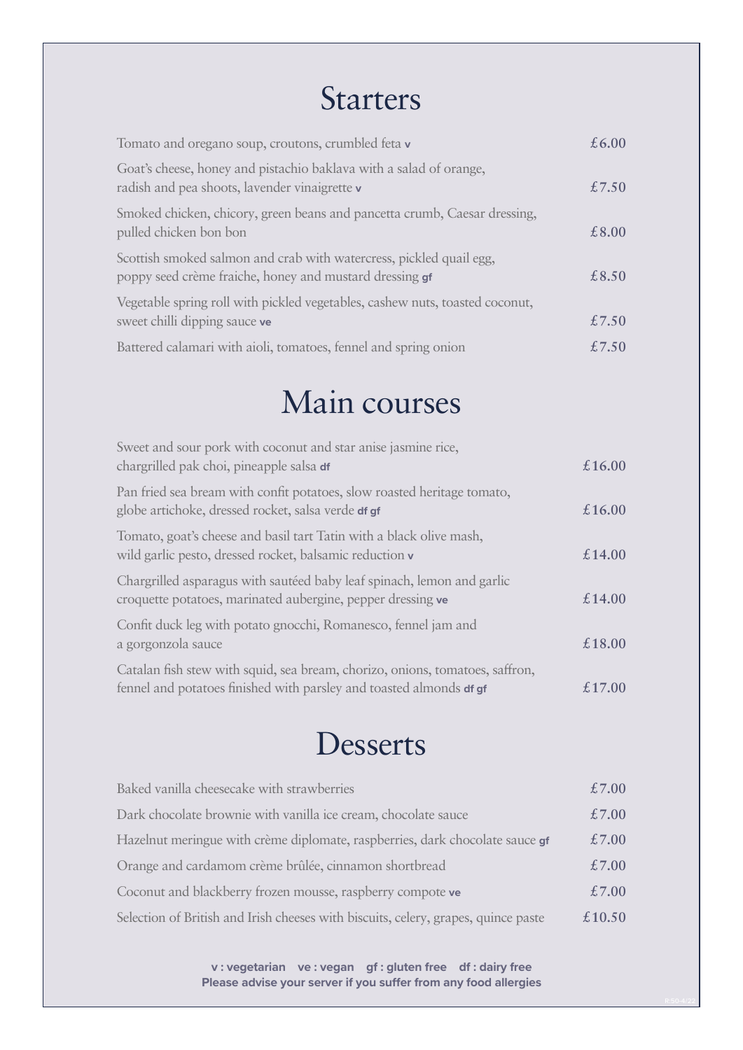# Starters

| | |
|---|---|
| Tomato and oregano soup, croutons, crumbled feta **v** | £6.00 |
| Goat's cheese, honey and pistachio baklava with a salad of orange, radish and pea shoots, lavender vinaigrette **v** | £7.50 |
| Smoked chicken, chicory, green beans and pancetta crumb, Caesar dressing, pulled chicken bon bon | £8.00 |
| Scottish smoked salmon and crab with watercress, pickled quail egg, poppy seed crème fraiche, honey and mustard dressing **gf** | £8.50 |
| Vegetable spring roll with pickled vegetables, cashew nuts, toasted coconut, sweet chilli dipping sauce **ve** | £7.50 |
| Battered calamari with aioli, tomatoes, fennel and spring onion | £7.50 |

# Main courses

| | |
|---|---|
| Sweet and sour pork with coconut and star anise jasmine rice, chargrilled pak choi, pineapple salsa **df** | £16.00 |
| Pan fried sea bream with confit potatoes, slow roasted heritage tomato, globe artichoke, dressed rocket, salsa verde **df gf** | £16.00 |
| Tomato, goat's cheese and basil tart Tatin with a black olive mash, wild garlic pesto, dressed rocket, balsamic reduction **v** | £14.00 |
| Chargrilled asparagus with sautéed baby leaf spinach, lemon and garlic croquette potatoes, marinated aubergine, pepper dressing **ve** | £14.00 |
| Confit duck leg with potato gnocchi, Romanesco, fennel jam and a gorgonzola sauce | £18.00 |
| Catalan fish stew with squid, sea bream, chorizo, onions, tomatoes, saffron, fennel and potatoes finished with parsley and toasted almonds **df gf** | £17.00 |

# Desserts

| | |
|---|---|
| Baked vanilla cheesecake with strawberries | £7.00 |
| Dark chocolate brownie with vanilla ice cream, chocolate sauce | £7.00 |
| Hazelnut meringue with crème diplomate, raspberries, dark chocolate sauce **gf** | £7.00 |
| Orange and cardamom crème brûlée, cinnamon shortbread | £7.00 |
| Coconut and blackberry frozen mousse, raspberry compote **ve** | £7.00 |
| Selection of British and Irish cheeses with biscuits, celery, grapes, quince paste | £10.50 |

**v : vegetarian   ve : vegan   gf : gluten free   df : dairy free**
**Please advise your server if you suffer from any food allergies**